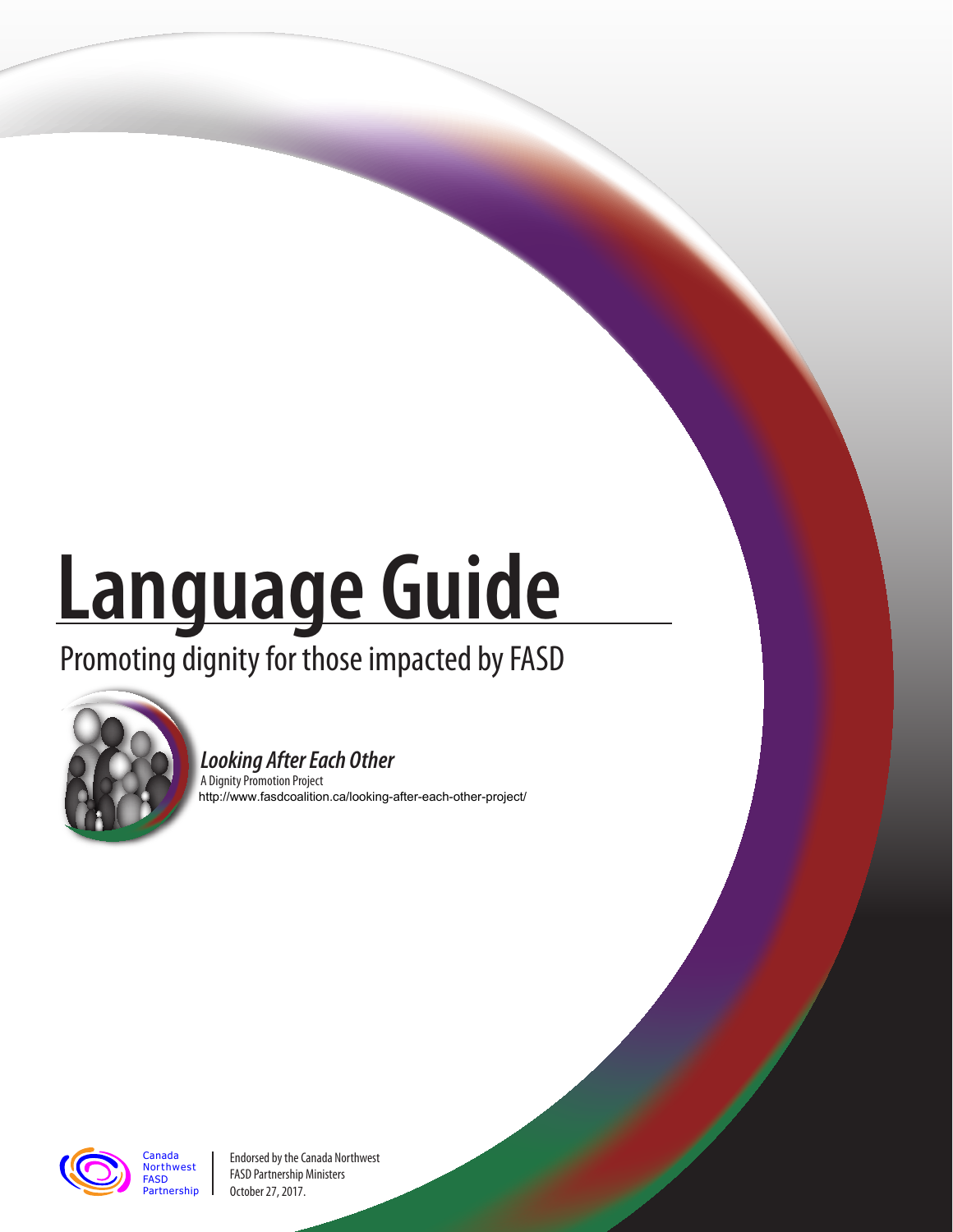# Language Guide

## Promoting dignity for those impacted by FASD

***Looking After Each Other***

A Dignity Promotion Project

http://www.fasdcoalition.ca/looking-after-each-other-project/

Canada Northwest FASD Partnership

Endorsed by the Canada Northwest FASD Partnership Ministers October 27, 2017.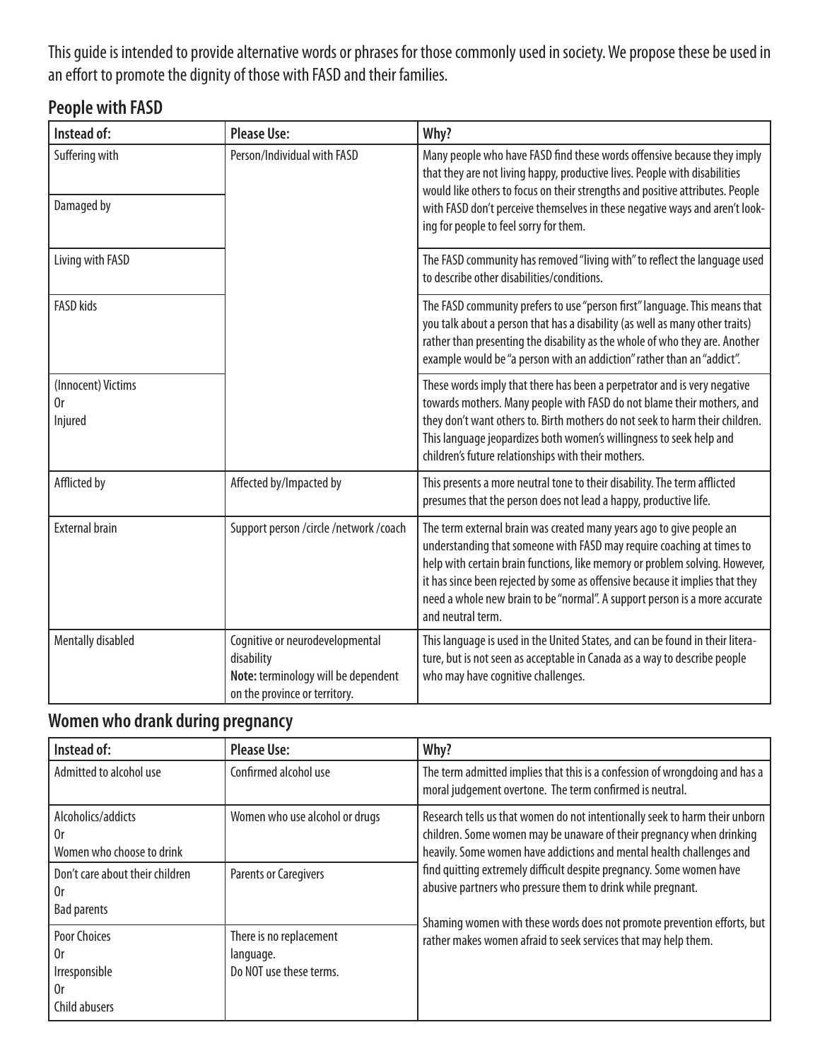This guide is intended to provide alternative words or phrases for those commonly used in society. We propose these be used in an effort to promote the dignity of those with FASD and their families.

## People with FASD

| Instead of: | Please Use: | Why? |
|---|---|---|
| Suffering with | Person/Individual with FASD | Many people who have FASD find these words offensive because they imply that they are not living happy, productive lives. People with disabilities would like others to focus on their strengths and positive attributes. People with FASD don't perceive themselves in these negative ways and aren't looking for people to feel sorry for them. |
| Damaged by | | |
| Living with FASD | | The FASD community has removed "living with" to reflect the language used to describe other disabilities/conditions. |
| FASD kids | | The FASD community prefers to use "person first" language. This means that you talk about a person that has a disability (as well as many other traits) rather than presenting the disability as the whole of who they are. Another example would be "a person with an addiction" rather than an "addict". |
| (Innocent) Victims<br>Or<br>Injured | | These words imply that there has been a perpetrator and is very negative towards mothers. Many people with FASD do not blame their mothers, and they don't want others to. Birth mothers do not seek to harm their children. This language jeopardizes both women's willingness to seek help and children's future relationships with their mothers. |
| Afflicted by | Affected by/Impacted by | This presents a more neutral tone to their disability. The term afflicted presumes that the person does not lead a happy, productive life. |
| External brain | Support person /circle /network /coach | The term external brain was created many years ago to give people an understanding that someone with FASD may require coaching at times to help with certain brain functions, like memory or problem solving. However, it has since been rejected by some as offensive because it implies that they need a whole new brain to be "normal". A support person is a more accurate and neutral term. |
| Mentally disabled | Cognitive or neurodevelopmental disability<br>**Note:** terminology will be dependent on the province or territory. | This language is used in the United States, and can be found in their literature, but is not seen as acceptable in Canada as a way to describe people who may have cognitive challenges. |

## Women who drank during pregnancy

| Instead of: | Please Use: | Why? |
|---|---|---|
| Admitted to alcohol use | Confirmed alcohol use | The term admitted implies that this is a confession of wrongdoing and has a moral judgement overtone. The term confirmed is neutral. |
| Alcoholics/addicts<br>Or<br>Women who choose to drink | Women who use alcohol or drugs | Research tells us that women do not intentionally seek to harm their unborn children. Some women may be unaware of their pregnancy when drinking heavily. Some women have addictions and mental health challenges and find quitting extremely difficult despite pregnancy. Some women have abusive partners who pressure them to drink while pregnant.<br><br>Shaming women with these words does not promote prevention efforts, but rather makes women afraid to seek services that may help them. |
| Don't care about their children<br>Or<br>Bad parents | Parents or Caregivers | |
| Poor Choices<br>Or<br>Irresponsible<br>Or<br>Child abusers | There is no replacement language.<br>Do NOT use these terms. | |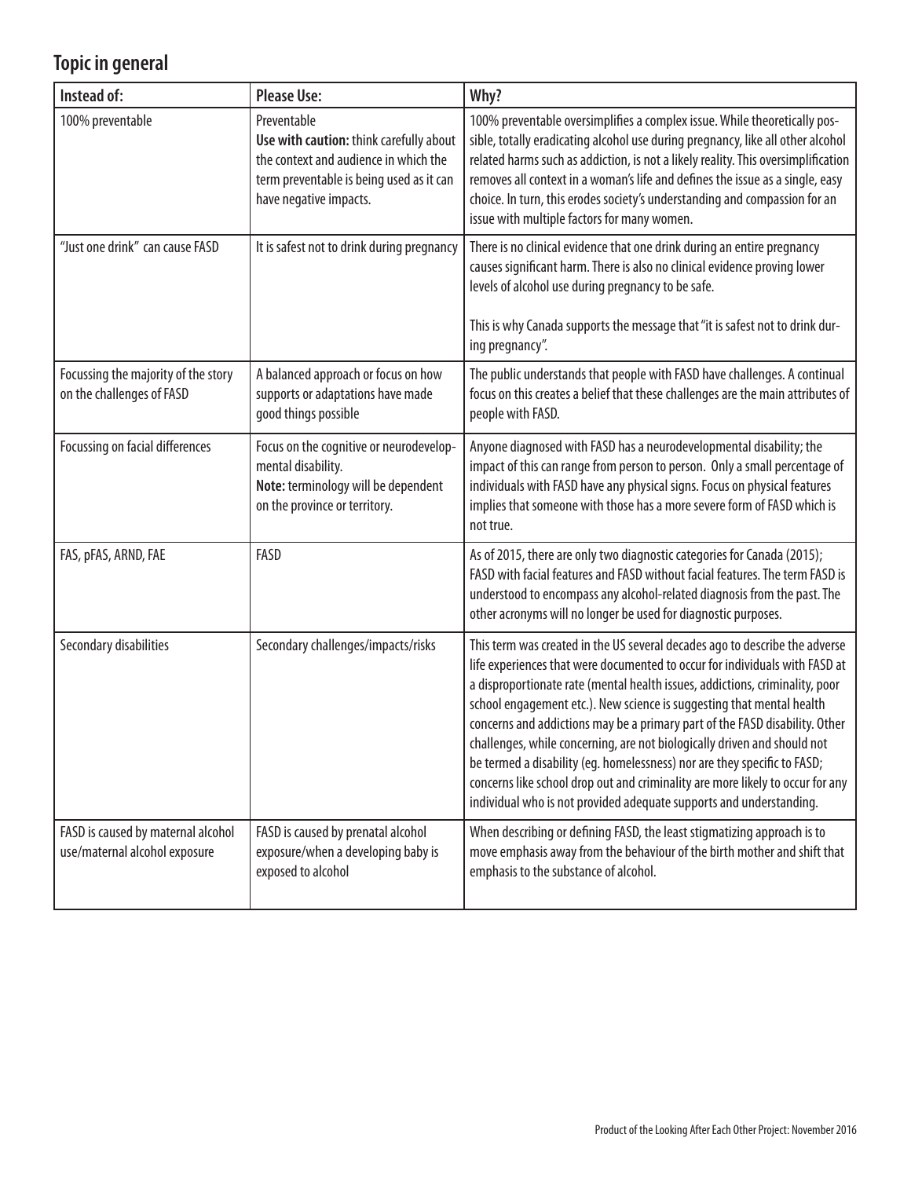## Topic in general

| Instead of: | Please Use: | Why? |
|---|---|---|
| 100% preventable | Preventable **Use with caution:** think carefully about the context and audience in which the term preventable is being used as it can have negative impacts. | 100% preventable oversimplifies a complex issue. While theoretically possible, totally eradicating alcohol use during pregnancy, like all other alcohol related harms such as addiction, is not a likely reality. This oversimplification removes all context in a woman's life and defines the issue as a single, easy choice. In turn, this erodes society's understanding and compassion for an issue with multiple factors for many women. |
| "Just one drink" can cause FASD | It is safest not to drink during pregnancy | There is no clinical evidence that one drink during an entire pregnancy causes significant harm. There is also no clinical evidence proving lower levels of alcohol use during pregnancy to be safe. This is why Canada supports the message that "it is safest not to drink during pregnancy". |
| Focussing the majority of the story on the challenges of FASD | A balanced approach or focus on how supports or adaptations have made good things possible | The public understands that people with FASD have challenges. A continual focus on this creates a belief that these challenges are the main attributes of people with FASD. |
| Focussing on facial differences | Focus on the cognitive or neurodevelopmental disability. **Note:** terminology will be dependent on the province or territory. | Anyone diagnosed with FASD has a neurodevelopmental disability; the impact of this can range from person to person. Only a small percentage of individuals with FASD have any physical signs. Focus on physical features implies that someone with those has a more severe form of FASD which is not true. |
| FAS, pFAS, ARND, FAE | FASD | As of 2015, there are only two diagnostic categories for Canada (2015); FASD with facial features and FASD without facial features. The term FASD is understood to encompass any alcohol-related diagnosis from the past. The other acronyms will no longer be used for diagnostic purposes. |
| Secondary disabilities | Secondary challenges/impacts/risks | This term was created in the US several decades ago to describe the adverse life experiences that were documented to occur for individuals with FASD at a disproportionate rate (mental health issues, addictions, criminality, poor school engagement etc.). New science is suggesting that mental health concerns and addictions may be a primary part of the FASD disability. Other challenges, while concerning, are not biologically driven and should not be termed a disability (eg. homelessness) nor are they specific to FASD; concerns like school drop out and criminality are more likely to occur for any individual who is not provided adequate supports and understanding. |
| FASD is caused by maternal alcohol use/maternal alcohol exposure | FASD is caused by prenatal alcohol exposure/when a developing baby is exposed to alcohol | When describing or defining FASD, the least stigmatizing approach is to move emphasis away from the behaviour of the birth mother and shift that emphasis to the substance of alcohol. |

Product of the Looking After Each Other Project: November 2016